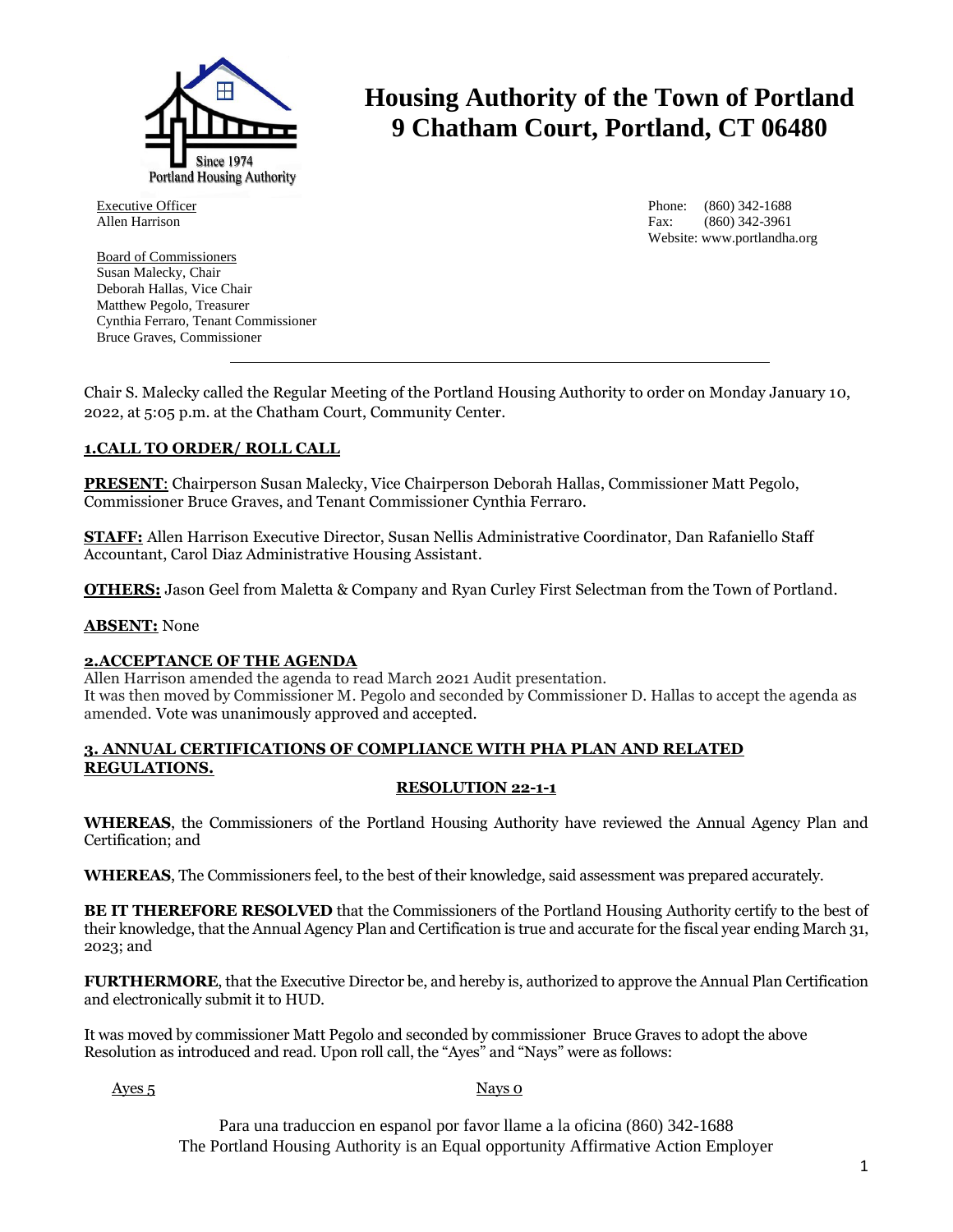# Housing Authority of the Town of Portland
# 9 Chatham Court, Portland, CT 06480

Executive Officer
Allen Harrison

Phone: (860) 342-1688
Fax: (860) 342-3961
Website: www.portlandha.org

Board of Commissioners
Susan Malecky, Chair
Deborah Hallas, Vice Chair
Matthew Pegolo, Treasurer
Cynthia Ferraro, Tenant Commissioner
Bruce Graves, Commissioner

---

Chair S. Malecky called the Regular Meeting of the Portland Housing Authority to order on Monday January 10, 2022, at 5:05 p.m. at the Chatham Court, Community Center.

## 1.CALL TO ORDER/ ROLL CALL

**PRESENT**: Chairperson Susan Malecky, Vice Chairperson Deborah Hallas, Commissioner Matt Pegolo, Commissioner Bruce Graves, and Tenant Commissioner Cynthia Ferraro.

**STAFF:** Allen Harrison Executive Director, Susan Nellis Administrative Coordinator, Dan Rafaniello Staff Accountant, Carol Diaz Administrative Housing Assistant.

**OTHERS:** Jason Geel from Maletta & Company and Ryan Curley First Selectman from the Town of Portland.

**ABSENT:** None

## 2.ACCEPTANCE OF THE AGENDA

Allen Harrison amended the agenda to read March 2021 Audit presentation.
It was then moved by Commissioner M. Pegolo and seconded by Commissioner D. Hallas to accept the agenda as amended. Vote was unanimously approved and accepted.

## 3. ANNUAL CERTIFICATIONS OF COMPLIANCE WITH PHA PLAN AND RELATED REGULATIONS.

### RESOLUTION 22-1-1

**WHEREAS**, the Commissioners of the Portland Housing Authority have reviewed the Annual Agency Plan and Certification; and

**WHEREAS**, The Commissioners feel, to the best of their knowledge, said assessment was prepared accurately.

**BE IT THEREFORE RESOLVED** that the Commissioners of the Portland Housing Authority certify to the best of their knowledge, that the Annual Agency Plan and Certification is true and accurate for the fiscal year ending March 31, 2023; and

**FURTHERMORE**, that the Executive Director be, and hereby is, authorized to approve the Annual Plan Certification and electronically submit it to HUD.

It was moved by commissioner Matt Pegolo and seconded by commissioner Bruce Graves to adopt the above Resolution as introduced and read. Upon roll call, the "Ayes" and "Nays" were as follows:

Ayes 5 Nays 0

Para una traduccion en espanol por favor llame a la oficina (860) 342-1688
The Portland Housing Authority is an Equal opportunity Affirmative Action Employer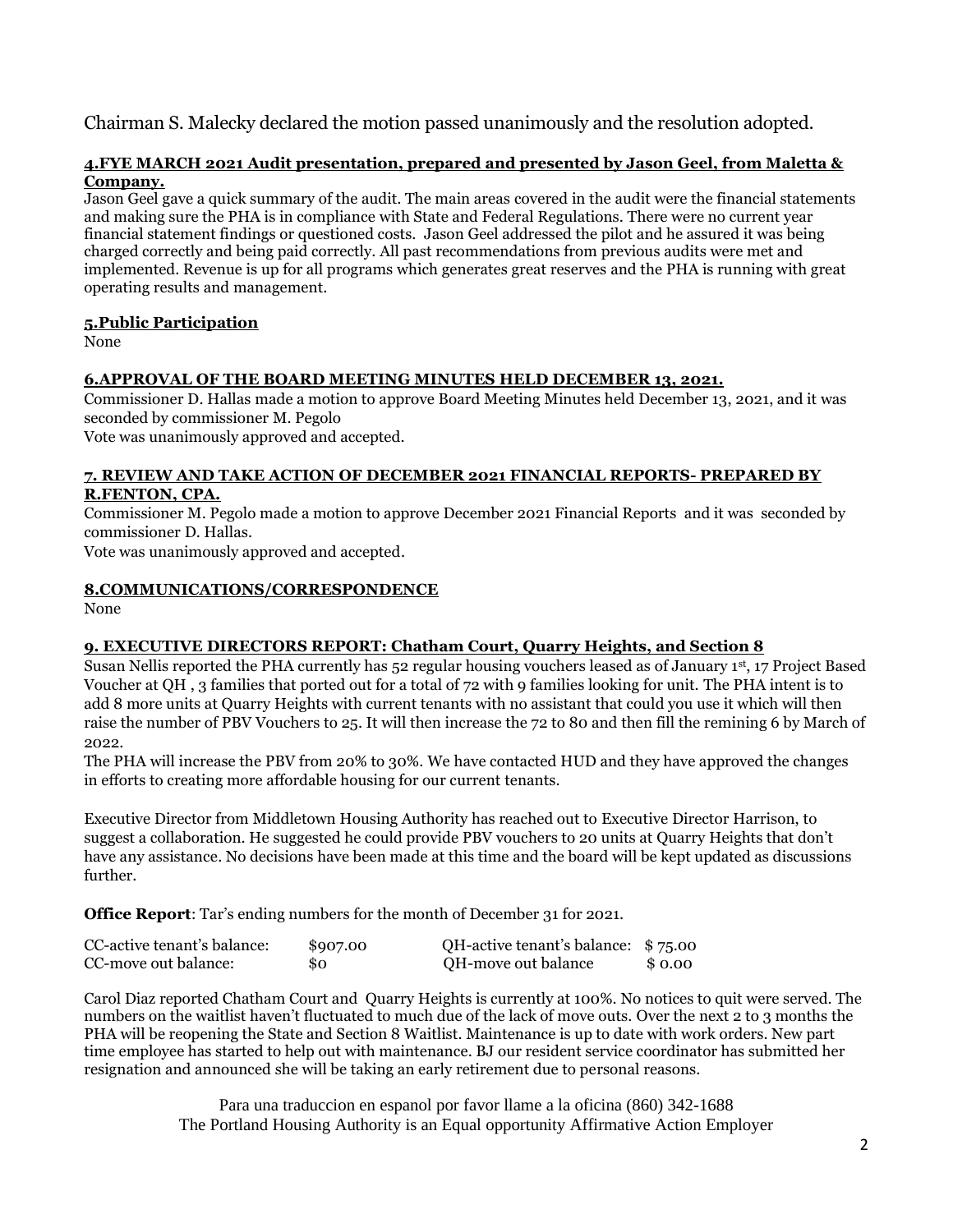Chairman S. Malecky declared the motion passed unanimously and the resolution adopted.

**4.FYE MARCH 2021 Audit presentation, prepared and presented by Jason Geel, from Maletta & Company.**

Jason Geel gave a quick summary of the audit. The main areas covered in the audit were the financial statements and making sure the PHA is in compliance with State and Federal Regulations. There were no current year financial statement findings or questioned costs. Jason Geel addressed the pilot and he assured it was being charged correctly and being paid correctly. All past recommendations from previous audits were met and implemented. Revenue is up for all programs which generates great reserves and the PHA is running with great operating results and management.

**5.Public Participation**

None

**6.APPROVAL OF THE BOARD MEETING MINUTES HELD DECEMBER 13, 2021.**

Commissioner D. Hallas made a motion to approve Board Meeting Minutes held December 13, 2021, and it was seconded by commissioner M. Pegolo

Vote was unanimously approved and accepted.

**7. REVIEW AND TAKE ACTION OF DECEMBER 2021 FINANCIAL REPORTS- PREPARED BY R.FENTON, CPA.**

Commissioner M. Pegolo made a motion to approve December 2021 Financial Reports and it was seconded by commissioner D. Hallas.

Vote was unanimously approved and accepted.

**8.COMMUNICATIONS/CORRESPONDENCE**

None

**9. EXECUTIVE DIRECTORS REPORT: Chatham Court, Quarry Heights, and Section 8**

Susan Nellis reported the PHA currently has 52 regular housing vouchers leased as of January 1st, 17 Project Based Voucher at QH , 3 families that ported out for a total of 72 with 9 families looking for unit. The PHA intent is to add 8 more units at Quarry Heights with current tenants with no assistant that could you use it which will then raise the number of PBV Vouchers to 25. It will then increase the 72 to 80 and then fill the remining 6 by March of 2022.

The PHA will increase the PBV from 20% to 30%. We have contacted HUD and they have approved the changes in efforts to creating more affordable housing for our current tenants.

Executive Director from Middletown Housing Authority has reached out to Executive Director Harrison, to suggest a collaboration. He suggested he could provide PBV vouchers to 20 units at Quarry Heights that don't have any assistance. No decisions have been made at this time and the board will be kept updated as discussions further.

**Office Report**: Tar's ending numbers for the month of December 31 for 2021.

| CC-active tenant's balance: | $907.00 | QH-active tenant's balance: | $ 75.00 |
|---|---|---|---|
| CC-move out balance: | $0 | QH-move out balance | $ 0.00 |

Carol Diaz reported Chatham Court and Quarry Heights is currently at 100%. No notices to quit were served. The numbers on the waitlist haven't fluctuated to much due of the lack of move outs. Over the next 2 to 3 months the PHA will be reopening the State and Section 8 Waitlist. Maintenance is up to date with work orders. New part time employee has started to help out with maintenance. BJ our resident service coordinator has submitted her resignation and announced she will be taking an early retirement due to personal reasons.

Para una traduccion en espanol por favor llame a la oficina (860) 342-1688
The Portland Housing Authority is an Equal opportunity Affirmative Action Employer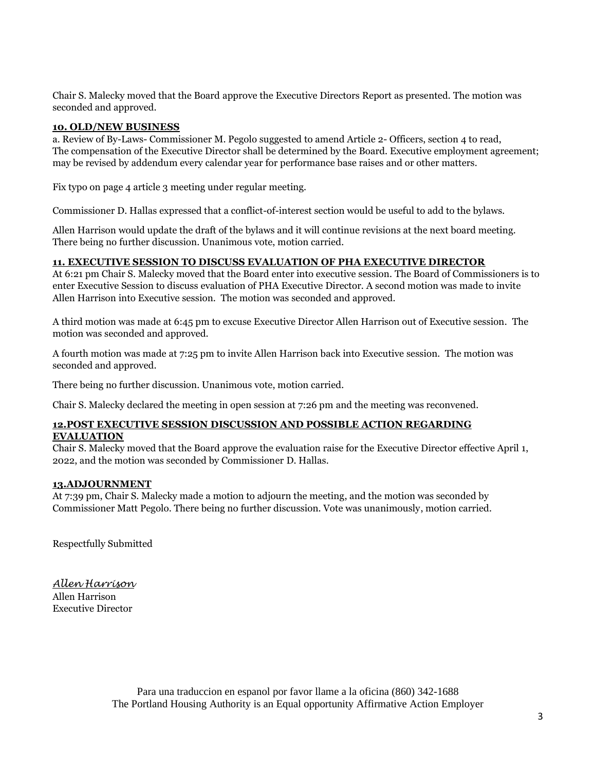Chair S. Malecky moved that the Board approve the Executive Directors Report as presented. The motion was seconded and approved.

**10. OLD/NEW BUSINESS**

a. Review of By-Laws- Commissioner M. Pegolo suggested to amend Article 2- Officers, section 4 to read, The compensation of the Executive Director shall be determined by the Board. Executive employment agreement; may be revised by addendum every calendar year for performance base raises and or other matters.

Fix typo on page 4 article 3 meeting under regular meeting.

Commissioner D. Hallas expressed that a conflict-of-interest section would be useful to add to the bylaws.

Allen Harrison would update the draft of the bylaws and it will continue revisions at the next board meeting. There being no further discussion. Unanimous vote, motion carried.

**11. EXECUTIVE SESSION TO DISCUSS EVALUATION OF PHA EXECUTIVE DIRECTOR**

At 6:21 pm Chair S. Malecky moved that the Board enter into executive session. The Board of Commissioners is to enter Executive Session to discuss evaluation of PHA Executive Director. A second motion was made to invite Allen Harrison into Executive session. The motion was seconded and approved.

A third motion was made at 6:45 pm to excuse Executive Director Allen Harrison out of Executive session. The motion was seconded and approved.

A fourth motion was made at 7:25 pm to invite Allen Harrison back into Executive session. The motion was seconded and approved.

There being no further discussion. Unanimous vote, motion carried.

Chair S. Malecky declared the meeting in open session at 7:26 pm and the meeting was reconvened.

**12.POST EXECUTIVE SESSION DISCUSSION AND POSSIBLE ACTION REGARDING EVALUATION**

Chair S. Malecky moved that the Board approve the evaluation raise for the Executive Director effective April 1, 2022, and the motion was seconded by Commissioner D. Hallas.

**13.ADJOURNMENT**

At 7:39 pm, Chair S. Malecky made a motion to adjourn the meeting, and the motion was seconded by Commissioner Matt Pegolo. There being no further discussion. Vote was unanimously, motion carried.

Respectfully Submitted

*Allen Harrison*
Allen Harrison
Executive Director

Para una traduccion en espanol por favor llame a la oficina (860) 342-1688
The Portland Housing Authority is an Equal opportunity Affirmative Action Employer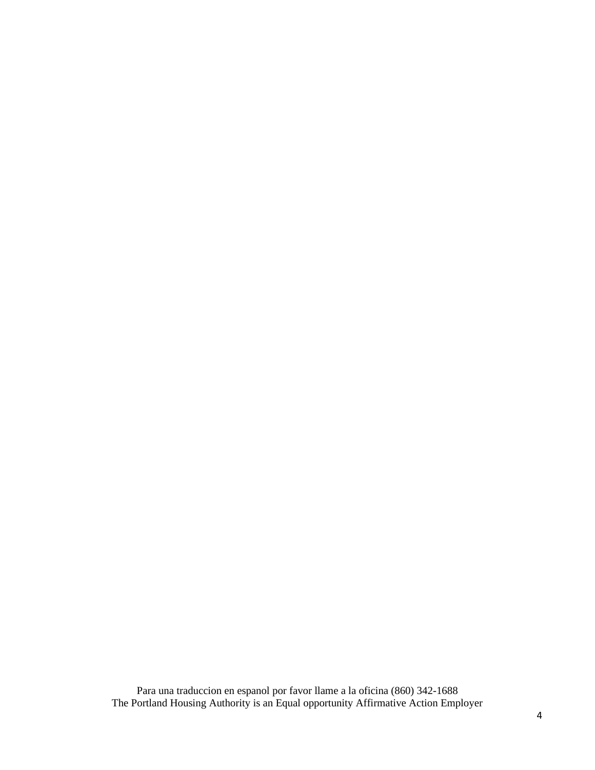Para una traduccion en espanol por favor llame a la oficina (860) 342-1688
The Portland Housing Authority is an Equal opportunity Affirmative Action Employer